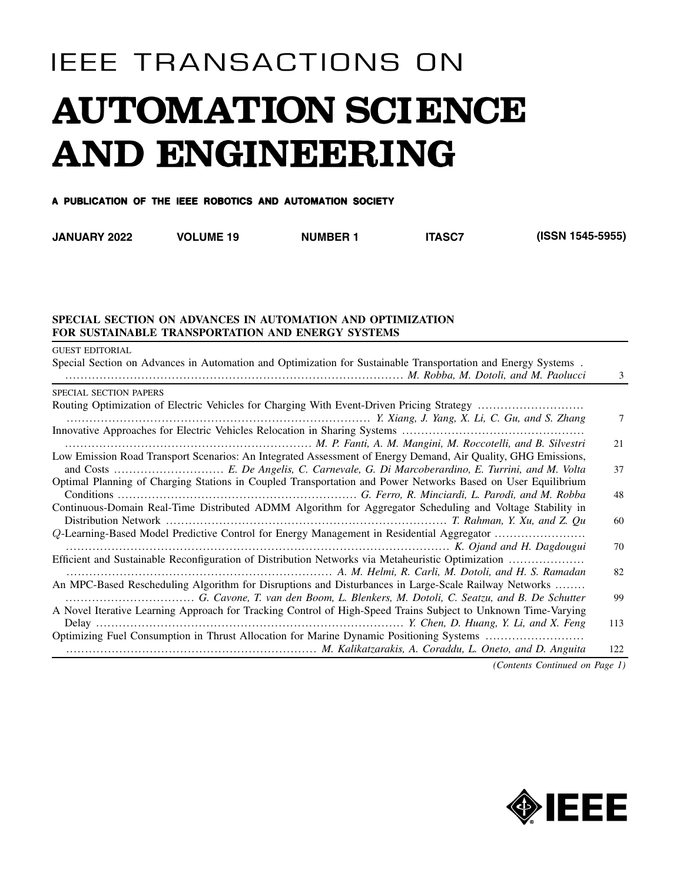# IEEE TRANSACTIONS ON

# AUTOMATION SCIENCE AND ENGINEERING

**A PUBLICATION OF THE IEEE ROBOTICS AND AUTOMATION SOCIETY**

**JANUARY 2022 VOLUME 19 NUMBER 1 ITASC7 (ISSN 1545-5955)**

## SPECIAL SECTION ON ADVANCES IN AUTOMATION AND OPTIMIZATION FOR SUSTAINABLE TRANSPORTATION AND ENERGY SYSTEMS

GUEST EDITORIAL

Special Section on Advances in Automation and Optimization for Sustainable Transportation and Energy Systems . ........ *M. Robba, M. Dotoli, and M. Paolucci* 3

SPECIAL SECTION PAPERS

Routing Optimization of Electric Vehicles for Charging With Event-Driven Pricing Strategy ........ *Y. Xiang, J. Yang, X. Li, C. Gu, and S. Zhang* 7

Innovative Approaches for Electric Vehicles Relocation in Sharing Systems ........ *M. P. Fanti, A. M. Mangini, M. Roccotelli, and B. Silvestri* 21

Low Emission Road Transport Scenarios: An Integrated Assessment of Energy Demand, Air Quality, GHG Emissions, and Costs ........ *E. De Angelis, C. Carnevale, G. Di Marcoberardino, E. Turrini, and M. Volta* 37

Optimal Planning of Charging Stations in Coupled Transportation and Power Networks Based on User Equilibrium Conditions ........ *G. Ferro, R. Minciardi, L. Parodi, and M. Robba* 48

Continuous-Domain Real-Time Distributed ADMM Algorithm for Aggregator Scheduling and Voltage Stability in Distribution Network ........ *T. Rahman, Y. Xu, and Z. Qu* 60

*Q*-Learning-Based Model Predictive Control for Energy Management in Residential Aggregator ........ *K. Ojand and H. Dagdougui* 70

Efficient and Sustainable Reconfiguration of Distribution Networks via Metaheuristic Optimization ........ *A. M. Helmi, R. Carli, M. Dotoli, and H. S. Ramadan* 82

An MPC-Based Rescheduling Algorithm for Disruptions and Disturbances in Large-Scale Railway Networks ........ *G. Cavone, T. van den Boom, L. Blenkers, M. Dotoli, C. Seatzu, and B. De Schutter* 99

A Novel Iterative Learning Approach for Tracking Control of High-Speed Trains Subject to Unknown Time-Varying Delay ........ *Y. Chen, D. Huang, Y. Li, and X. Feng* 113

Optimizing Fuel Consumption in Thrust Allocation for Marine Dynamic Positioning Systems ........ *M. Kalikatzarakis, A. Coraddu, L. Oneto, and D. Anguita* 122

*(Contents Continued on Page 1)*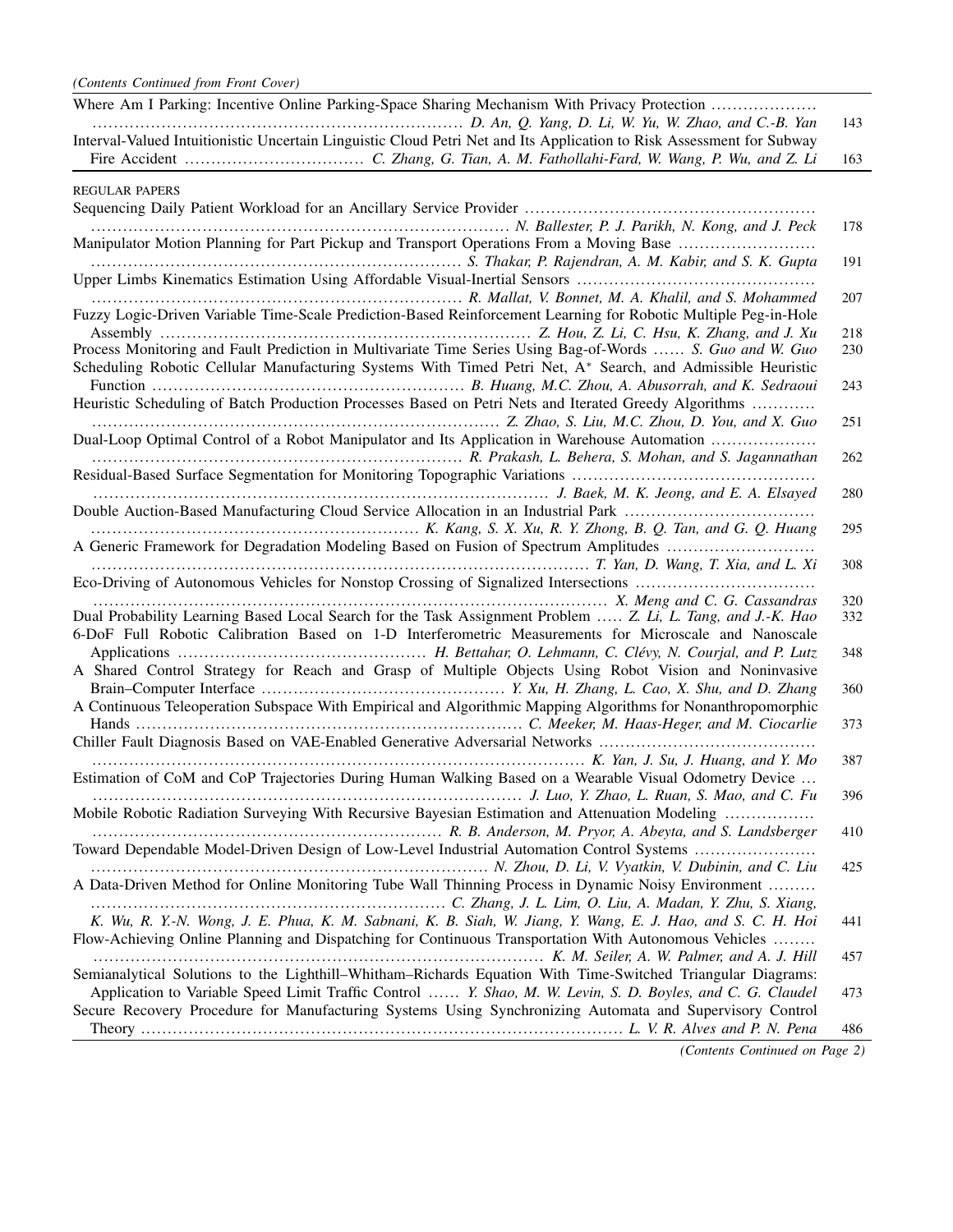*(Contents Continued from Front Cover)*

Where Am I Parking: Incentive Online Parking-Space Sharing Mechanism With Privacy Protection ........ *D. An, Q. Yang, D. Li, W. Yu, W. Zhao, and C.-B. Yan* 143

Interval-Valued Intuitionistic Uncertain Linguistic Cloud Petri Net and Its Application to Risk Assessment for Subway Fire Accident ........ *C. Zhang, G. Tian, A. M. Fathollahi-Fard, W. Wang, P. Wu, and Z. Li* 163

REGULAR PAPERS

Sequencing Daily Patient Workload for an Ancillary Service Provider ........ *N. Ballester, P. J. Parikh, N. Kong, and J. Peck* 178

Manipulator Motion Planning for Part Pickup and Transport Operations From a Moving Base ........ *S. Thakar, P. Rajendran, A. M. Kabir, and S. K. Gupta* 191

Upper Limbs Kinematics Estimation Using Affordable Visual-Inertial Sensors ........ *R. Mallat, V. Bonnet, M. A. Khalil, and S. Mohammed* 207

Fuzzy Logic-Driven Variable Time-Scale Prediction-Based Reinforcement Learning for Robotic Multiple Peg-in-Hole Assembly ........ *Z. Hou, Z. Li, C. Hsu, K. Zhang, and J. Xu* 218

Process Monitoring and Fault Prediction in Multivariate Time Series Using Bag-of-Words ........ *S. Guo and W. Guo* 230

Scheduling Robotic Cellular Manufacturing Systems With Timed Petri Net, A* Search, and Admissible Heuristic Function ........ *B. Huang, M.C. Zhou, A. Abusorrah, and K. Sedraoui* 243

Heuristic Scheduling of Batch Production Processes Based on Petri Nets and Iterated Greedy Algorithms ........ *Z. Zhao, S. Liu, M.C. Zhou, D. You, and X. Guo* 251

Dual-Loop Optimal Control of a Robot Manipulator and Its Application in Warehouse Automation ........ *R. Prakash, L. Behera, S. Mohan, and S. Jagannathan* 262

Residual-Based Surface Segmentation for Monitoring Topographic Variations ........ *J. Baek, M. K. Jeong, and E. A. Elsayed* 280

Double Auction-Based Manufacturing Cloud Service Allocation in an Industrial Park ........ *K. Kang, S. X. Xu, R. Y. Zhong, B. Q. Tan, and G. Q. Huang* 295

A Generic Framework for Degradation Modeling Based on Fusion of Spectrum Amplitudes ........ *T. Yan, D. Wang, T. Xia, and L. Xi* 308

Eco-Driving of Autonomous Vehicles for Nonstop Crossing of Signalized Intersections ........ *X. Meng and C. G. Cassandras* 320

Dual Probability Learning Based Local Search for the Task Assignment Problem ........ *Z. Li, L. Tang, and J.-K. Hao* 332

6-DoF Full Robotic Calibration Based on 1-D Interferometric Measurements for Microscale and Nanoscale Applications ........ *H. Bettahar, O. Lehmann, C. Clévy, N. Courjal, and P. Lutz* 348

A Shared Control Strategy for Reach and Grasp of Multiple Objects Using Robot Vision and Noninvasive Brain–Computer Interface ........ *Y. Xu, H. Zhang, L. Cao, X. Shu, and D. Zhang* 360

A Continuous Teleoperation Subspace With Empirical and Algorithmic Mapping Algorithms for Nonanthropomorphic Hands ........ *C. Meeker, M. Haas-Heger, and M. Ciocarlie* 373

Chiller Fault Diagnosis Based on VAE-Enabled Generative Adversarial Networks ........ *K. Yan, J. Su, J. Huang, and Y. Mo* 387

Estimation of CoM and CoP Trajectories During Human Walking Based on a Wearable Visual Odometry Device ........ *J. Luo, Y. Zhao, L. Ruan, S. Mao, and C. Fu* 396

Mobile Robotic Radiation Surveying With Recursive Bayesian Estimation and Attenuation Modeling ........ *R. B. Anderson, M. Pryor, A. Abeyta, and S. Landsberger* 410

Toward Dependable Model-Driven Design of Low-Level Industrial Automation Control Systems ........ *N. Zhou, D. Li, V. Vyatkin, V. Dubinin, and C. Liu* 425

A Data-Driven Method for Online Monitoring Tube Wall Thinning Process in Dynamic Noisy Environment ........ *C. Zhang, J. L. Lim, O. Liu, A. Madan, Y. Zhu, S. Xiang, K. Wu, R. Y.-N. Wong, J. E. Phua, K. M. Sabnani, K. B. Siah, W. Jiang, Y. Wang, E. J. Hao, and S. C. H. Hoi* 441

Flow-Achieving Online Planning and Dispatching for Continuous Transportation With Autonomous Vehicles ........ *K. M. Seiler, A. W. Palmer, and A. J. Hill* 457

Semianalytical Solutions to the Lighthill–Whitham–Richards Equation With Time-Switched Triangular Diagrams: Application to Variable Speed Limit Traffic Control ........ *Y. Shao, M. W. Levin, S. D. Boyles, and C. G. Claudel* 473

Secure Recovery Procedure for Manufacturing Systems Using Synchronizing Automata and Supervisory Control Theory ........ *L. V. R. Alves and P. N. Pena* 486

*(Contents Continued on Page 2)*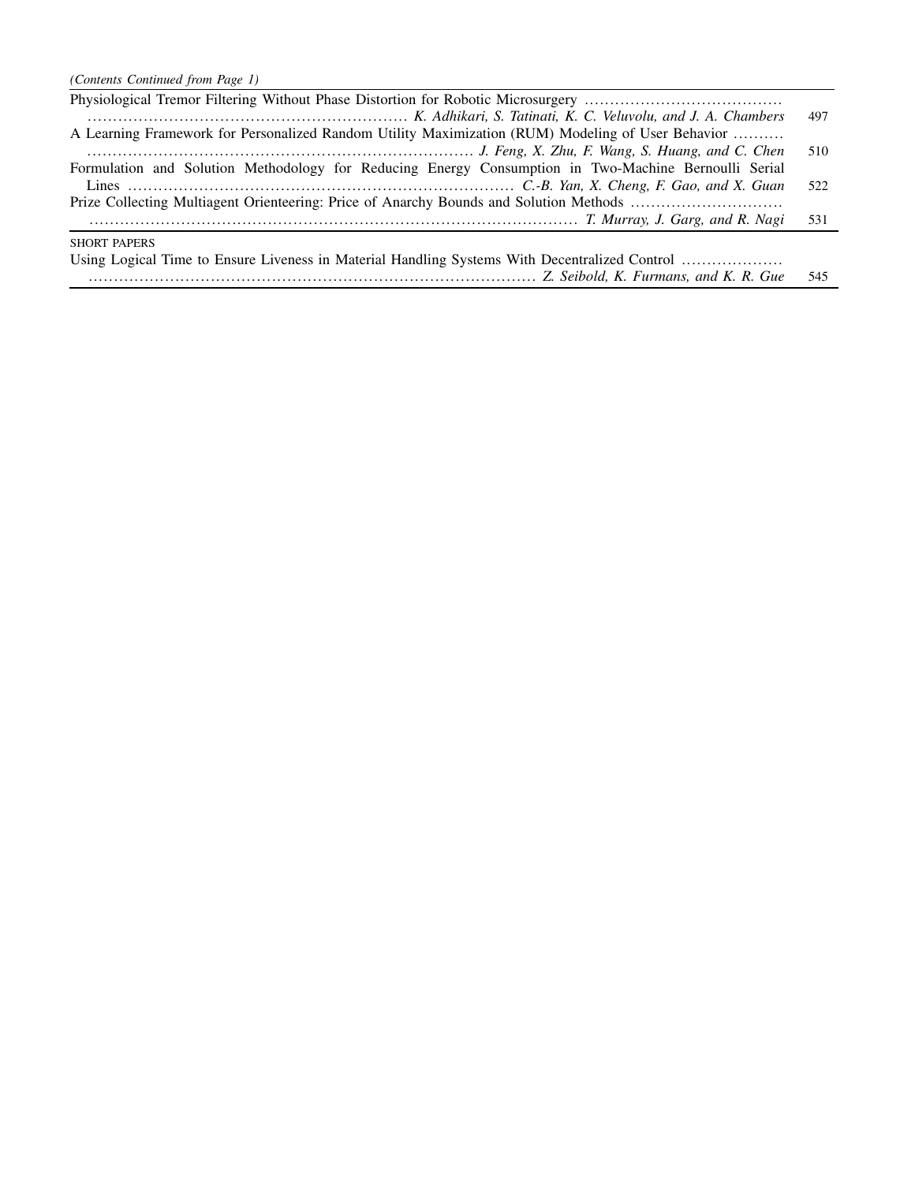*(Contents Continued from Page 1)*

| | |
|---|---|
| Physiological Tremor Filtering Without Phase Distortion for Robotic Microsurgery ........ *K. Adhikari, S. Tatinati, K. C. Veluvolu, and J. A. Chambers* | 497 |
| A Learning Framework for Personalized Random Utility Maximization (RUM) Modeling of User Behavior ........ *J. Feng, X. Zhu, F. Wang, S. Huang, and C. Chen* | 510 |
| Formulation and Solution Methodology for Reducing Energy Consumption in Two-Machine Bernoulli Serial Lines ........ *C.-B. Yan, X. Cheng, F. Gao, and X. Guan* | 522 |
| Prize Collecting Multiagent Orienteering: Price of Anarchy Bounds and Solution Methods ........ *T. Murray, J. Garg, and R. Nagi* | 531 |

SHORT PAPERS

| | |
|---|---|
| Using Logical Time to Ensure Liveness in Material Handling Systems With Decentralized Control ........ *Z. Seibold, K. Furmans, and K. R. Gue* | 545 |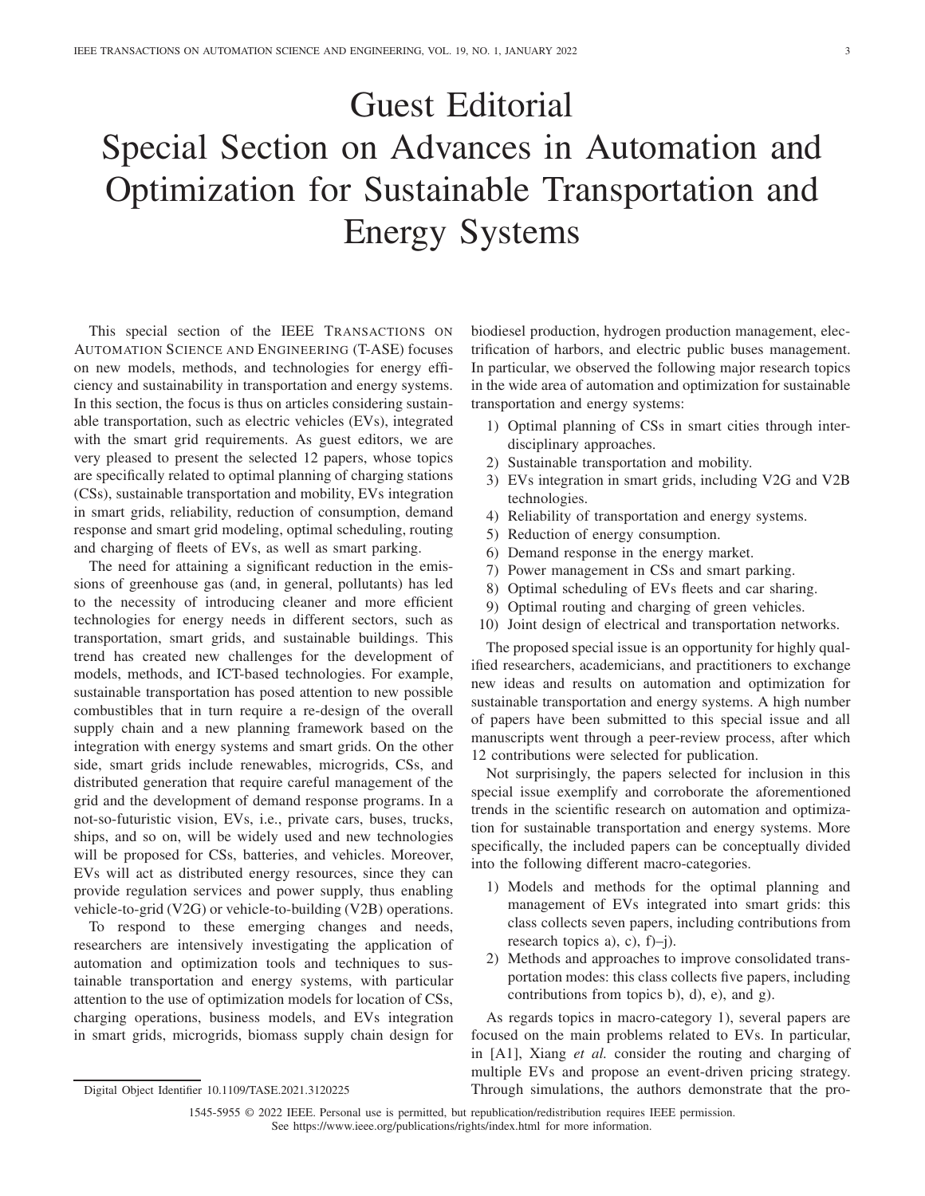# Guest Editorial Special Section on Advances in Automation and Optimization for Sustainable Transportation and Energy Systems

This special section of the IEEE TRANSACTIONS ON AUTOMATION SCIENCE AND ENGINEERING (T-ASE) focuses on new models, methods, and technologies for energy efficiency and sustainability in transportation and energy systems. In this section, the focus is thus on articles considering sustainable transportation, such as electric vehicles (EVs), integrated with the smart grid requirements. As guest editors, we are very pleased to present the selected 12 papers, whose topics are specifically related to optimal planning of charging stations (CSs), sustainable transportation and mobility, EVs integration in smart grids, reliability, reduction of consumption, demand response and smart grid modeling, optimal scheduling, routing and charging of fleets of EVs, as well as smart parking.

The need for attaining a significant reduction in the emissions of greenhouse gas (and, in general, pollutants) has led to the necessity of introducing cleaner and more efficient technologies for energy needs in different sectors, such as transportation, smart grids, and sustainable buildings. This trend has created new challenges for the development of models, methods, and ICT-based technologies. For example, sustainable transportation has posed attention to new possible combustibles that in turn require a re-design of the overall supply chain and a new planning framework based on the integration with energy systems and smart grids. On the other side, smart grids include renewables, microgrids, CSs, and distributed generation that require careful management of the grid and the development of demand response programs. In a not-so-futuristic vision, EVs, i.e., private cars, buses, trucks, ships, and so on, will be widely used and new technologies will be proposed for CSs, batteries, and vehicles. Moreover, EVs will act as distributed energy resources, since they can provide regulation services and power supply, thus enabling vehicle-to-grid (V2G) or vehicle-to-building (V2B) operations.

To respond to these emerging changes and needs, researchers are intensively investigating the application of automation and optimization tools and techniques to sustainable transportation and energy systems, with particular attention to the use of optimization models for location of CSs, charging operations, business models, and EVs integration in smart grids, microgrids, biomass supply chain design for biodiesel production, hydrogen production management, electrification of harbors, and electric public buses management. In particular, we observed the following major research topics in the wide area of automation and optimization for sustainable transportation and energy systems:

1) Optimal planning of CSs in smart cities through interdisciplinary approaches.
2) Sustainable transportation and mobility.
3) EVs integration in smart grids, including V2G and V2B technologies.
4) Reliability of transportation and energy systems.
5) Reduction of energy consumption.
6) Demand response in the energy market.
7) Power management in CSs and smart parking.
8) Optimal scheduling of EVs fleets and car sharing.
9) Optimal routing and charging of green vehicles.
10) Joint design of electrical and transportation networks.

The proposed special issue is an opportunity for highly qualified researchers, academicians, and practitioners to exchange new ideas and results on automation and optimization for sustainable transportation and energy systems. A high number of papers have been submitted to this special issue and all manuscripts went through a peer-review process, after which 12 contributions were selected for publication.

Not surprisingly, the papers selected for inclusion in this special issue exemplify and corroborate the aforementioned trends in the scientific research on automation and optimization for sustainable transportation and energy systems. More specifically, the included papers can be conceptually divided into the following different macro-categories.

1) Models and methods for the optimal planning and management of EVs integrated into smart grids: this class collects seven papers, including contributions from research topics a), c), f)–j).
2) Methods and approaches to improve consolidated transportation modes: this class collects five papers, including contributions from topics b), d), e), and g).

As regards topics in macro-category 1), several papers are focused on the main problems related to EVs. In particular, in [A1], Xiang *et al.* consider the routing and charging of multiple EVs and propose an event-driven pricing strategy. Through simulations, the authors demonstrate that the pro-

Digital Object Identifier 10.1109/TASE.2021.3120225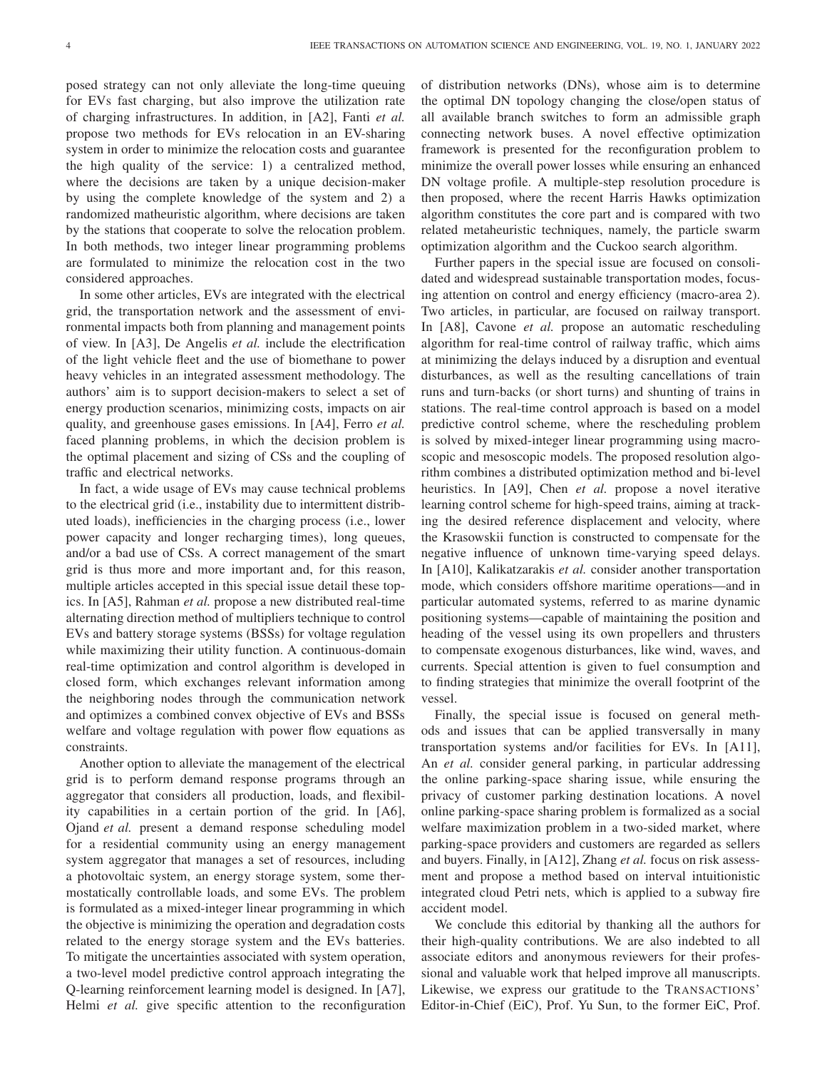posed strategy can not only alleviate the long-time queuing for EVs fast charging, but also improve the utilization rate of charging infrastructures. In addition, in [A2], Fanti *et al.* propose two methods for EVs relocation in an EV-sharing system in order to minimize the relocation costs and guarantee the high quality of the service: 1) a centralized method, where the decisions are taken by a unique decision-maker by using the complete knowledge of the system and 2) a randomized matheuristic algorithm, where decisions are taken by the stations that cooperate to solve the relocation problem. In both methods, two integer linear programming problems are formulated to minimize the relocation cost in the two considered approaches.

In some other articles, EVs are integrated with the electrical grid, the transportation network and the assessment of environmental impacts both from planning and management points of view. In [A3], De Angelis *et al.* include the electrification of the light vehicle fleet and the use of biomethane to power heavy vehicles in an integrated assessment methodology. The authors' aim is to support decision-makers to select a set of energy production scenarios, minimizing costs, impacts on air quality, and greenhouse gases emissions. In [A4], Ferro *et al.* faced planning problems, in which the decision problem is the optimal placement and sizing of CSs and the coupling of traffic and electrical networks.

In fact, a wide usage of EVs may cause technical problems to the electrical grid (i.e., instability due to intermittent distributed loads), inefficiencies in the charging process (i.e., lower power capacity and longer recharging times), long queues, and/or a bad use of CSs. A correct management of the smart grid is thus more and more important and, for this reason, multiple articles accepted in this special issue detail these topics. In [A5], Rahman *et al.* propose a new distributed real-time alternating direction method of multipliers technique to control EVs and battery storage systems (BSSs) for voltage regulation while maximizing their utility function. A continuous-domain real-time optimization and control algorithm is developed in closed form, which exchanges relevant information among the neighboring nodes through the communication network and optimizes a combined convex objective of EVs and BSSs welfare and voltage regulation with power flow equations as constraints.

Another option to alleviate the management of the electrical grid is to perform demand response programs through an aggregator that considers all production, loads, and flexibility capabilities in a certain portion of the grid. In [A6], Ojand *et al.* present a demand response scheduling model for a residential community using an energy management system aggregator that manages a set of resources, including a photovoltaic system, an energy storage system, some thermostatically controllable loads, and some EVs. The problem is formulated as a mixed-integer linear programming in which the objective is minimizing the operation and degradation costs related to the energy storage system and the EVs batteries. To mitigate the uncertainties associated with system operation, a two-level model predictive control approach integrating the Q-learning reinforcement learning model is designed. In [A7], Helmi *et al.* give specific attention to the reconfiguration of distribution networks (DNs), whose aim is to determine the optimal DN topology changing the close/open status of all available branch switches to form an admissible graph connecting network buses. A novel effective optimization framework is presented for the reconfiguration problem to minimize the overall power losses while ensuring an enhanced DN voltage profile. A multiple-step resolution procedure is then proposed, where the recent Harris Hawks optimization algorithm constitutes the core part and is compared with two related metaheuristic techniques, namely, the particle swarm optimization algorithm and the Cuckoo search algorithm.

Further papers in the special issue are focused on consolidated and widespread sustainable transportation modes, focusing attention on control and energy efficiency (macro-area 2). Two articles, in particular, are focused on railway transport. In [A8], Cavone *et al.* propose an automatic rescheduling algorithm for real-time control of railway traffic, which aims at minimizing the delays induced by a disruption and eventual disturbances, as well as the resulting cancellations of train runs and turn-backs (or short turns) and shunting of trains in stations. The real-time control approach is based on a model predictive control scheme, where the rescheduling problem is solved by mixed-integer linear programming using macroscopic and mesoscopic models. The proposed resolution algorithm combines a distributed optimization method and bi-level heuristics. In [A9], Chen *et al.* propose a novel iterative learning control scheme for high-speed trains, aiming at tracking the desired reference displacement and velocity, where the Krasowskii function is constructed to compensate for the negative influence of unknown time-varying speed delays. In [A10], Kalikatzarakis *et al.* consider another transportation mode, which considers offshore maritime operations—and in particular automated systems, referred to as marine dynamic positioning systems—capable of maintaining the position and heading of the vessel using its own propellers and thrusters to compensate exogenous disturbances, like wind, waves, and currents. Special attention is given to fuel consumption and to finding strategies that minimize the overall footprint of the vessel.

Finally, the special issue is focused on general methods and issues that can be applied transversally in many transportation systems and/or facilities for EVs. In [A11], An *et al.* consider general parking, in particular addressing the online parking-space sharing issue, while ensuring the privacy of customer parking destination locations. A novel online parking-space sharing problem is formalized as a social welfare maximization problem in a two-sided market, where parking-space providers and customers are regarded as sellers and buyers. Finally, in [A12], Zhang *et al.* focus on risk assessment and propose a method based on interval intuitionistic integrated cloud Petri nets, which is applied to a subway fire accident model.

We conclude this editorial by thanking all the authors for their high-quality contributions. We are also indebted to all associate editors and anonymous reviewers for their professional and valuable work that helped improve all manuscripts. Likewise, we express our gratitude to the TRANSACTIONS' Editor-in-Chief (EiC), Prof. Yu Sun, to the former EiC, Prof.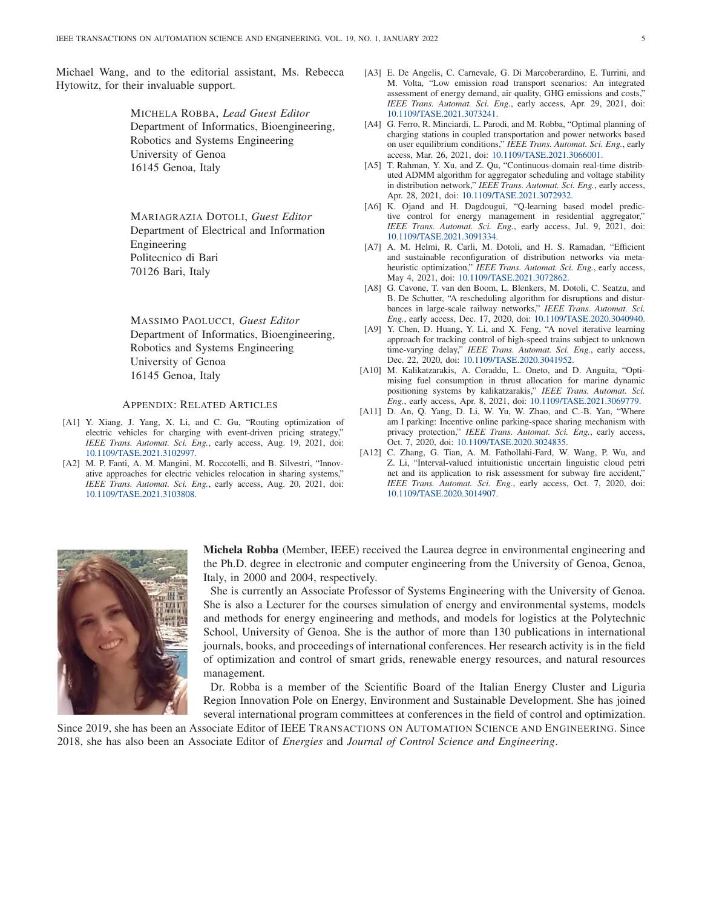Michael Wang, and to the editorial assistant, Ms. Rebecca Hytowitz, for their invaluable support.

MICHELA ROBBA, *Lead Guest Editor*
Department of Informatics, Bioengineering, Robotics and Systems Engineering
University of Genoa
16145 Genoa, Italy

MARIAGRAZIA DOTOLI, *Guest Editor*
Department of Electrical and Information Engineering
Politecnico di Bari
70126 Bari, Italy

MASSIMO PAOLUCCI, *Guest Editor*
Department of Informatics, Bioengineering, Robotics and Systems Engineering
University of Genoa
16145 Genoa, Italy

## APPENDIX: RELATED ARTICLES

[A1] Y. Xiang, J. Yang, X. Li, and C. Gu, "Routing optimization of electric vehicles for charging with event-driven pricing strategy," *IEEE Trans. Automat. Sci. Eng.*, early access, Aug. 19, 2021, doi: 10.1109/TASE.2021.3102997.

[A2] M. P. Fanti, A. M. Mangini, M. Roccotelli, and B. Silvestri, "Innovative approaches for electric vehicles relocation in sharing systems," *IEEE Trans. Automat. Sci. Eng.*, early access, Aug. 20, 2021, doi: 10.1109/TASE.2021.3103808.

[A3] E. De Angelis, C. Carnevale, G. Di Marcoberardino, E. Turrini, and M. Volta, "Low emission road transport scenarios: An integrated assessment of energy demand, air quality, GHG emissions and costs," *IEEE Trans. Automat. Sci. Eng.*, early access, Apr. 29, 2021, doi: 10.1109/TASE.2021.3073241.

[A4] G. Ferro, R. Minciardi, L. Parodi, and M. Robba, "Optimal planning of charging stations in coupled transportation and power networks based on user equilibrium conditions," *IEEE Trans. Automat. Sci. Eng.*, early access, Mar. 26, 2021, doi: 10.1109/TASE.2021.3066001.

[A5] T. Rahman, Y. Xu, and Z. Qu, "Continuous-domain real-time distributed ADMM algorithm for aggregator scheduling and voltage stability in distribution network," *IEEE Trans. Automat. Sci. Eng.*, early access, Apr. 28, 2021, doi: 10.1109/TASE.2021.3072932.

[A6] K. Ojand and H. Dagdougui, "Q-learning based model predictive control for energy management in residential aggregator," *IEEE Trans. Automat. Sci. Eng.*, early access, Jul. 9, 2021, doi: 10.1109/TASE.2021.3091334.

[A7] A. M. Helmi, R. Carli, M. Dotoli, and H. S. Ramadan, "Efficient and sustainable reconfiguration of distribution networks via metaheuristic optimization," *IEEE Trans. Automat. Sci. Eng.*, early access, May 4, 2021, doi: 10.1109/TASE.2021.3072862.

[A8] G. Cavone, T. van den Boom, L. Blenkers, M. Dotoli, C. Seatzu, and B. De Schutter, "A rescheduling algorithm for disruptions and disturbances in large-scale railway networks," *IEEE Trans. Automat. Sci. Eng.*, early access, Dec. 17, 2020, doi: 10.1109/TASE.2020.3040940.

[A9] Y. Chen, D. Huang, Y. Li, and X. Feng, "A novel iterative learning approach for tracking control of high-speed trains subject to unknown time-varying delay," *IEEE Trans. Automat. Sci. Eng.*, early access, Dec. 22, 2020, doi: 10.1109/TASE.2020.3041952.

[A10] M. Kalikatzarakis, A. Coraddu, L. Oneto, and D. Anguita, "Optimising fuel consumption in thrust allocation for marine dynamic positioning systems by kalikatzarakis," *IEEE Trans. Automat. Sci. Eng.*, early access, Apr. 8, 2021, doi: 10.1109/TASE.2021.3069779.

[A11] D. An, Q. Yang, D. Li, W. Yu, W. Zhao, and C.-B. Yan, "Where am I parking: Incentive online parking-space sharing mechanism with privacy protection," *IEEE Trans. Automat. Sci. Eng.*, early access, Oct. 7, 2020, doi: 10.1109/TASE.2020.3024835.

[A12] C. Zhang, G. Tian, A. M. Fathollahi-Fard, W. Wang, P. Wu, and Z. Li, "Interval-valued intuitionistic uncertain linguistic cloud petri net and its application to risk assessment for subway fire accident," *IEEE Trans. Automat. Sci. Eng.*, early access, Oct. 7, 2020, doi: 10.1109/TASE.2020.3014907.

**Michela Robba** (Member, IEEE) received the Laurea degree in environmental engineering and the Ph.D. degree in electronic and computer engineering from the University of Genoa, Genoa, Italy, in 2000 and 2004, respectively.

She is currently an Associate Professor of Systems Engineering with the University of Genoa. She is also a Lecturer for the courses simulation of energy and environmental systems, models and methods for energy engineering and methods, and models for logistics at the Polytechnic School, University of Genoa. She is the author of more than 130 publications in international journals, books, and proceedings of international conferences. Her research activity is in the field of optimization and control of smart grids, renewable energy resources, and natural resources management.

Dr. Robba is a member of the Scientific Board of the Italian Energy Cluster and Liguria Region Innovation Pole on Energy, Environment and Sustainable Development. She has joined several international program committees at conferences in the field of control and optimization. Since 2019, she has been an Associate Editor of IEEE TRANSACTIONS ON AUTOMATION SCIENCE AND ENGINEERING. Since 2018, she has also been an Associate Editor of *Energies* and *Journal of Control Science and Engineering*.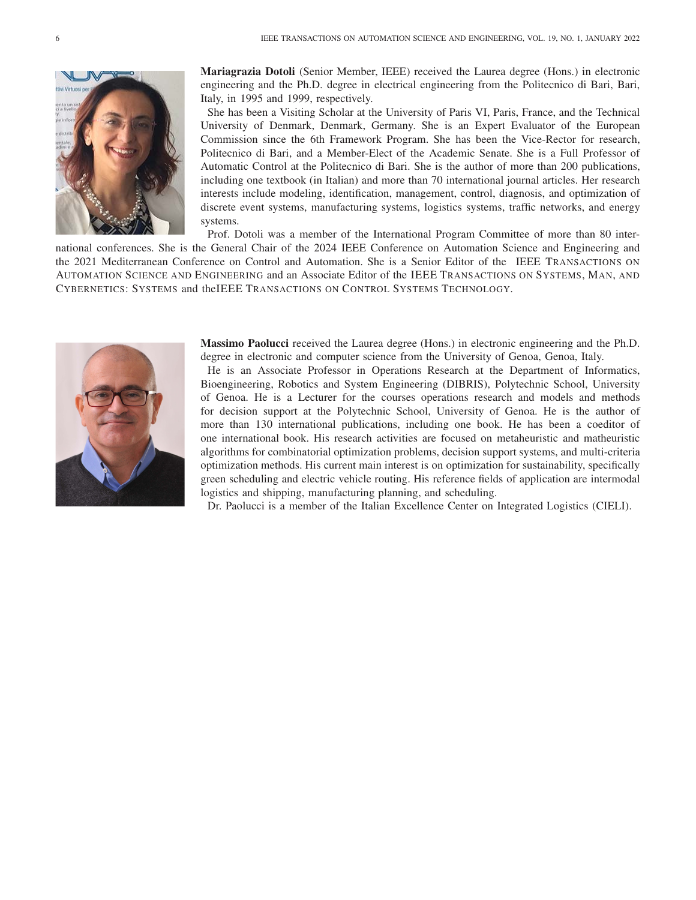**Mariagrazia Dotoli** (Senior Member, IEEE) received the Laurea degree (Hons.) in electronic engineering and the Ph.D. degree in electrical engineering from the Politecnico di Bari, Bari, Italy, in 1995 and 1999, respectively.

She has been a Visiting Scholar at the University of Paris VI, Paris, France, and the Technical University of Denmark, Denmark, Germany. She is an Expert Evaluator of the European Commission since the 6th Framework Program. She has been the Vice-Rector for research, Politecnico di Bari, and a Member-Elect of the Academic Senate. She is a Full Professor of Automatic Control at the Politecnico di Bari. She is the author of more than 200 publications, including one textbook (in Italian) and more than 70 international journal articles. Her research interests include modeling, identification, management, control, diagnosis, and optimization of discrete event systems, manufacturing systems, logistics systems, traffic networks, and energy systems.

Prof. Dotoli was a member of the International Program Committee of more than 80 international conferences. She is the General Chair of the 2024 IEEE Conference on Automation Science and Engineering and the 2021 Mediterranean Conference on Control and Automation. She is a Senior Editor of the IEEE TRANSACTIONS ON AUTOMATION SCIENCE AND ENGINEERING and an Associate Editor of the IEEE TRANSACTIONS ON SYSTEMS, MAN, AND CYBERNETICS: SYSTEMS and theIEEE TRANSACTIONS ON CONTROL SYSTEMS TECHNOLOGY.

**Massimo Paolucci** received the Laurea degree (Hons.) in electronic engineering and the Ph.D. degree in electronic and computer science from the University of Genoa, Genoa, Italy.

He is an Associate Professor in Operations Research at the Department of Informatics, Bioengineering, Robotics and System Engineering (DIBRIS), Polytechnic School, University of Genoa. He is a Lecturer for the courses operations research and models and methods for decision support at the Polytechnic School, University of Genoa. He is the author of more than 130 international publications, including one book. He has been a coeditor of one international book. His research activities are focused on metaheuristic and matheuristic algorithms for combinatorial optimization problems, decision support systems, and multi-criteria optimization methods. His current main interest is on optimization for sustainability, specifically green scheduling and electric vehicle routing. His reference fields of application are intermodal logistics and shipping, manufacturing planning, and scheduling.

Dr. Paolucci is a member of the Italian Excellence Center on Integrated Logistics (CIELI).